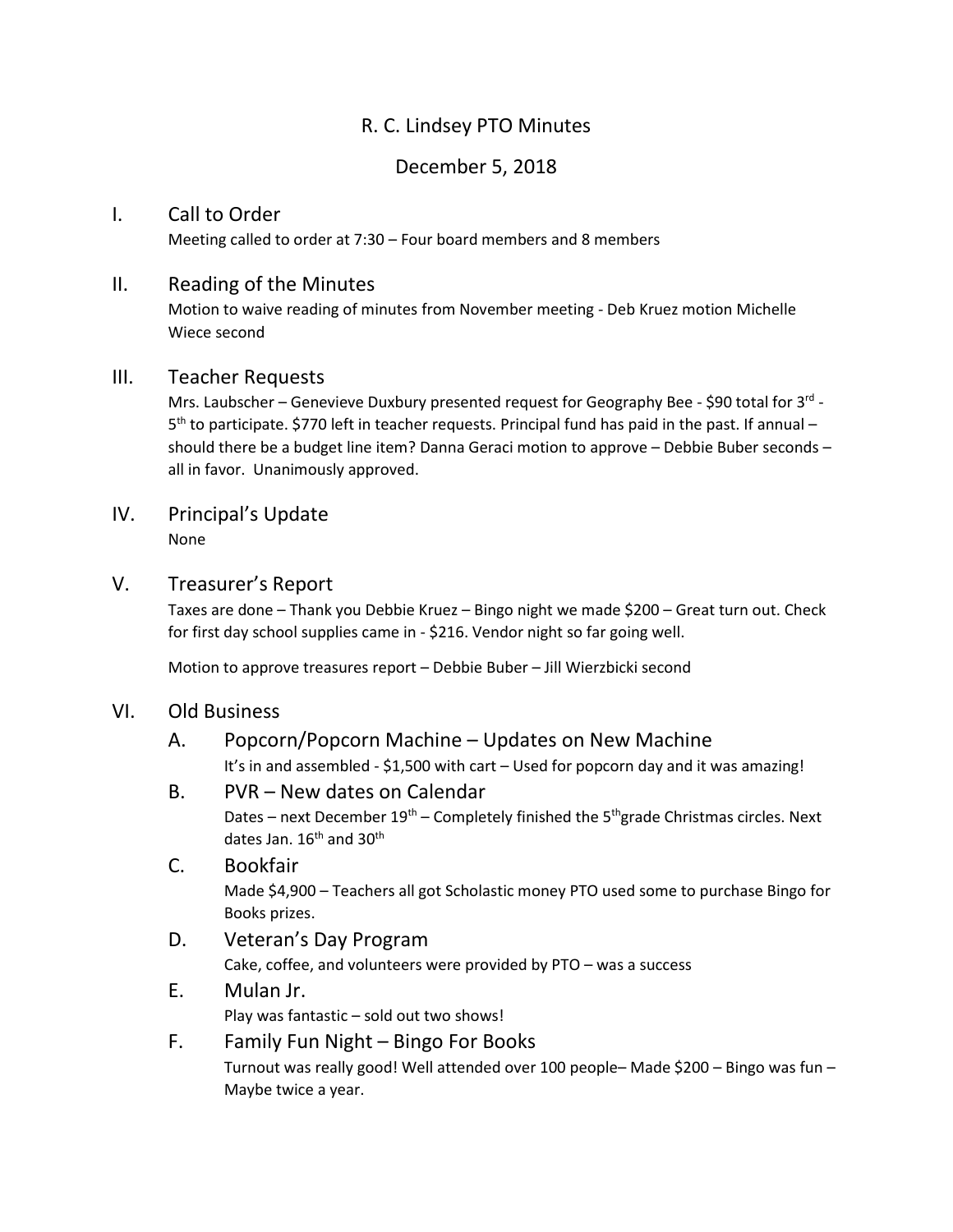# R. C. Lindsey PTO Minutes

## December 5, 2018

## I. Call to Order

Meeting called to order at 7:30 – Four board members and 8 members

## II. Reading of the Minutes

Motion to waive reading of minutes from November meeting - Deb Kruez motion Michelle Wiece second

## III. Teacher Requests

Mrs. Laubscher – Genevieve Duxbury presented request for Geography Bee - $90 total for 3rd - 5th to participate. $770 left in teacher requests. Principal fund has paid in the past. If annual – should there be a budget line item? Danna Geraci motion to approve – Debbie Buber seconds – all in favor. Unanimously approved.

## IV. Principal's Update

None

## V. Treasurer's Report

Taxes are done – Thank you Debbie Kruez – Bingo night we made $200 – Great turn out. Check for first day school supplies came in - $216. Vendor night so far going well.

Motion to approve treasures report – Debbie Buber – Jill Wierzbicki second

## VI. Old Business

### A. Popcorn/Popcorn Machine – Updates on New Machine

It's in and assembled - $1,500 with cart – Used for popcorn day and it was amazing!

### B. PVR – New dates on Calendar

Dates – next December 19th – Completely finished the 5th grade Christmas circles. Next dates Jan. 16th and 30th

### C. Bookfair

Made $4,900 – Teachers all got Scholastic money PTO used some to purchase Bingo for Books prizes.

### D. Veteran's Day Program

Cake, coffee, and volunteers were provided by PTO – was a success

### E. Mulan Jr.

Play was fantastic – sold out two shows!

### F. Family Fun Night – Bingo For Books

Turnout was really good! Well attended over 100 people– Made $200 – Bingo was fun – Maybe twice a year.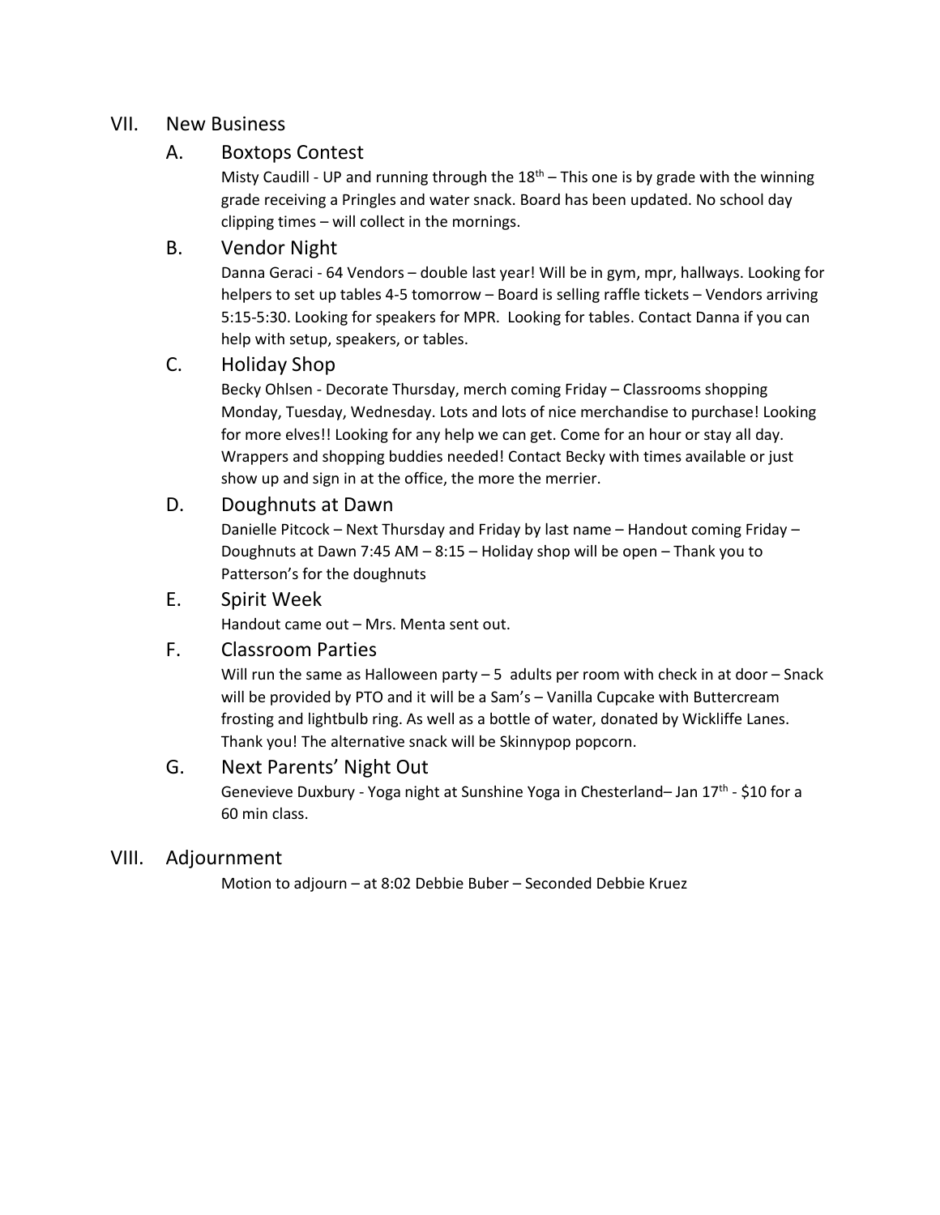## VII. New Business

### A. Boxtops Contest

Misty Caudill - UP and running through the 18th – This one is by grade with the winning grade receiving a Pringles and water snack. Board has been updated. No school day clipping times – will collect in the mornings.

### B. Vendor Night

Danna Geraci - 64 Vendors – double last year! Will be in gym, mpr, hallways. Looking for helpers to set up tables 4-5 tomorrow – Board is selling raffle tickets – Vendors arriving 5:15-5:30. Looking for speakers for MPR. Looking for tables. Contact Danna if you can help with setup, speakers, or tables.

### C. Holiday Shop

Becky Ohlsen - Decorate Thursday, merch coming Friday – Classrooms shopping Monday, Tuesday, Wednesday. Lots and lots of nice merchandise to purchase! Looking for more elves!! Looking for any help we can get. Come for an hour or stay all day. Wrappers and shopping buddies needed! Contact Becky with times available or just show up and sign in at the office, the more the merrier.

### D. Doughnuts at Dawn

Danielle Pitcock – Next Thursday and Friday by last name – Handout coming Friday – Doughnuts at Dawn 7:45 AM – 8:15 – Holiday shop will be open – Thank you to Patterson's for the doughnuts

### E. Spirit Week

Handout came out – Mrs. Menta sent out.

### F. Classroom Parties

Will run the same as Halloween party – 5 adults per room with check in at door – Snack will be provided by PTO and it will be a Sam's – Vanilla Cupcake with Buttercream frosting and lightbulb ring. As well as a bottle of water, donated by Wickliffe Lanes. Thank you! The alternative snack will be Skinnypop popcorn.

### G. Next Parents' Night Out

Genevieve Duxbury - Yoga night at Sunshine Yoga in Chesterland– Jan 17th - $10 for a 60 min class.

## VIII. Adjournment

Motion to adjourn – at 8:02 Debbie Buber – Seconded Debbie Kruez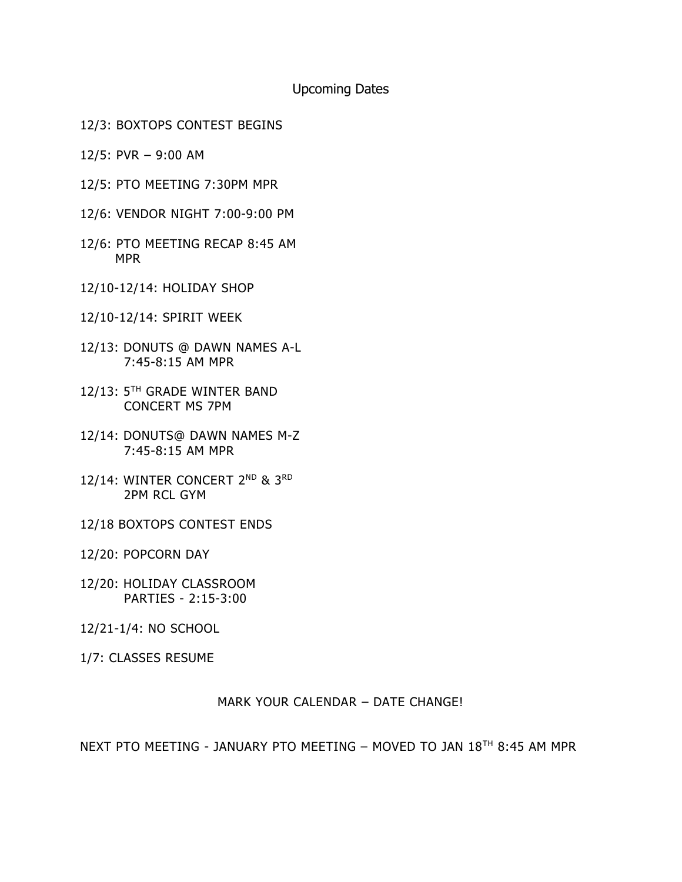# Upcoming Dates

12/3: BOXTOPS CONTEST BEGINS

12/5: PVR – 9:00 AM

12/5: PTO MEETING 7:30PM MPR

12/6: VENDOR NIGHT 7:00-9:00 PM

12/6: PTO MEETING RECAP 8:45 AM MPR

12/10-12/14: HOLIDAY SHOP

12/10-12/14: SPIRIT WEEK

12/13: DONUTS @ DAWN NAMES A-L 7:45-8:15 AM MPR

12/13: 5TH GRADE WINTER BAND CONCERT MS 7PM

12/14: DONUTS@ DAWN NAMES M-Z 7:45-8:15 AM MPR

12/14: WINTER CONCERT 2ND & 3RD 2PM RCL GYM

12/18 BOXTOPS CONTEST ENDS

12/20: POPCORN DAY

12/20: HOLIDAY CLASSROOM PARTIES - 2:15-3:00

12/21-1/4: NO SCHOOL

1/7: CLASSES RESUME

MARK YOUR CALENDAR – DATE CHANGE!

NEXT PTO MEETING - JANUARY PTO MEETING – MOVED TO JAN 18TH 8:45 AM MPR